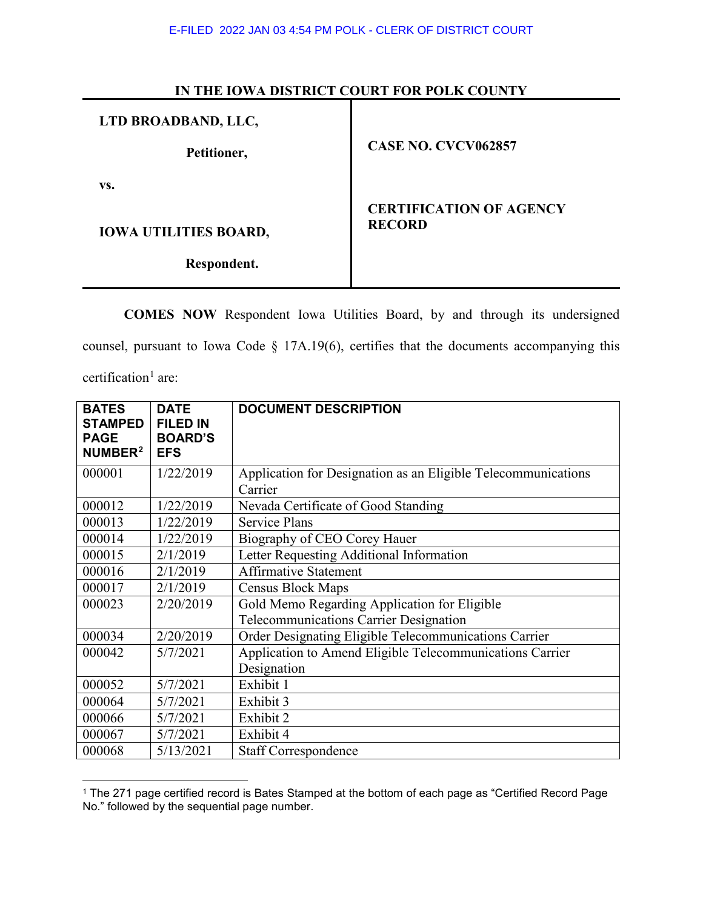E-FILED 2022 JAN 03 4:54 PM POLK - CLERK OF DISTRICT COURT

**IN THE IOWA DISTRICT COURT FOR POLK COUNTY**

| | |
|---|---|
| **LTD BROADBAND, LLC,**<br><br>**Petitioner,**<br><br>**vs.**<br><br>**IOWA UTILITIES BOARD,**<br><br>**Respondent.** | **CASE NO. CVCV062857**<br><br>**CERTIFICATION OF AGENCY RECORD** |

**COMES NOW** Respondent Iowa Utilities Board, by and through its undersigned counsel, pursuant to Iowa Code § 17A.19(6), certifies that the documents accompanying this certification[1] are:

| BATES STAMPED PAGE NUMBER[2] | DATE FILED IN BOARD'S EFS | DOCUMENT DESCRIPTION |
|---|---|---|
| 000001 | 1/22/2019 | Application for Designation as an Eligible Telecommunications Carrier |
| 000012 | 1/22/2019 | Nevada Certificate of Good Standing |
| 000013 | 1/22/2019 | Service Plans |
| 000014 | 1/22/2019 | Biography of CEO Corey Hauer |
| 000015 | 2/1/2019 | Letter Requesting Additional Information |
| 000016 | 2/1/2019 | Affirmative Statement |
| 000017 | 2/1/2019 | Census Block Maps |
| 000023 | 2/20/2019 | Gold Memo Regarding Application for Eligible Telecommunications Carrier Designation |
| 000034 | 2/20/2019 | Order Designating Eligible Telecommunications Carrier |
| 000042 | 5/7/2021 | Application to Amend Eligible Telecommunications Carrier Designation |
| 000052 | 5/7/2021 | Exhibit 1 |
| 000064 | 5/7/2021 | Exhibit 3 |
| 000066 | 5/7/2021 | Exhibit 2 |
| 000067 | 5/7/2021 | Exhibit 4 |
| 000068 | 5/13/2021 | Staff Correspondence |

[1] The 271 page certified record is Bates Stamped at the bottom of each page as "Certified Record Page No." followed by the sequential page number.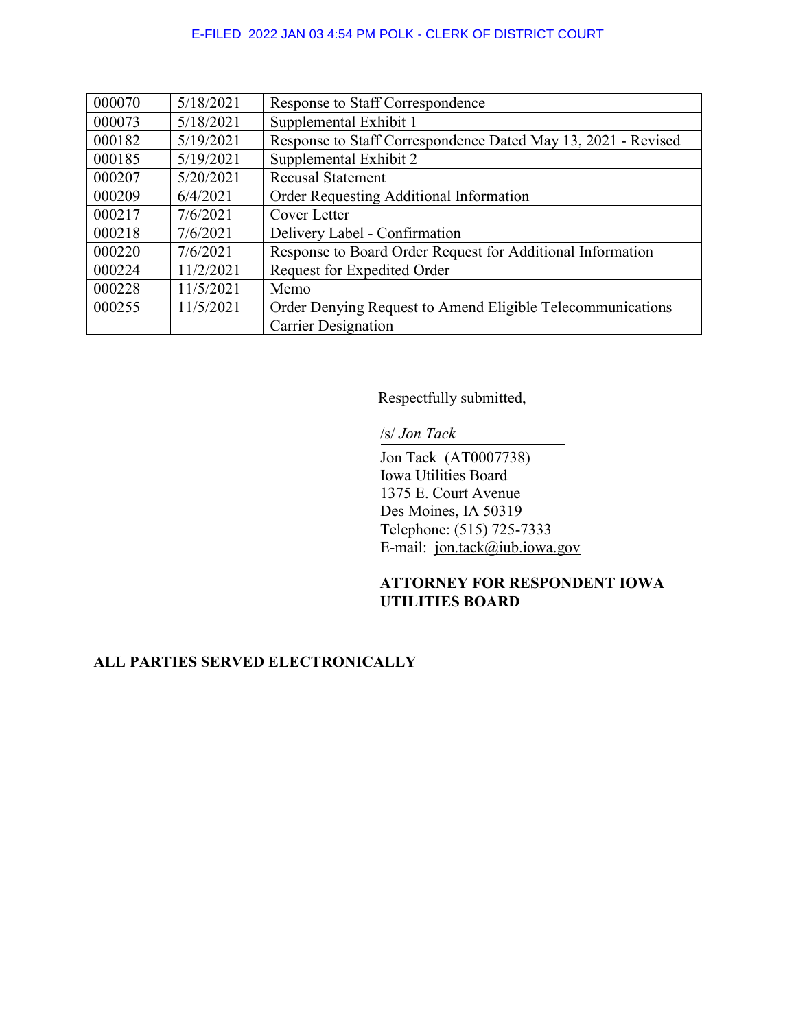| | | |
|---|---|---|
| 000070 | 5/18/2021 | Response to Staff Correspondence |
| 000073 | 5/18/2021 | Supplemental Exhibit 1 |
| 000182 | 5/19/2021 | Response to Staff Correspondence Dated May 13, 2021 - Revised |
| 000185 | 5/19/2021 | Supplemental Exhibit 2 |
| 000207 | 5/20/2021 | Recusal Statement |
| 000209 | 6/4/2021 | Order Requesting Additional Information |
| 000217 | 7/6/2021 | Cover Letter |
| 000218 | 7/6/2021 | Delivery Label - Confirmation |
| 000220 | 7/6/2021 | Response to Board Order Request for Additional Information |
| 000224 | 11/2/2021 | Request for Expedited Order |
| 000228 | 11/5/2021 | Memo |
| 000255 | 11/5/2021 | Order Denying Request to Amend Eligible Telecommunications Carrier Designation |

Respectfully submitted,

/s/ *Jon Tack*

Jon Tack (AT0007738)
Iowa Utilities Board
1375 E. Court Avenue
Des Moines, IA 50319
Telephone: (515) 725-7333
E-mail: jon.tack@iub.iowa.gov

**ATTORNEY FOR RESPONDENT IOWA UTILITIES BOARD**

**ALL PARTIES SERVED ELECTRONICALLY**